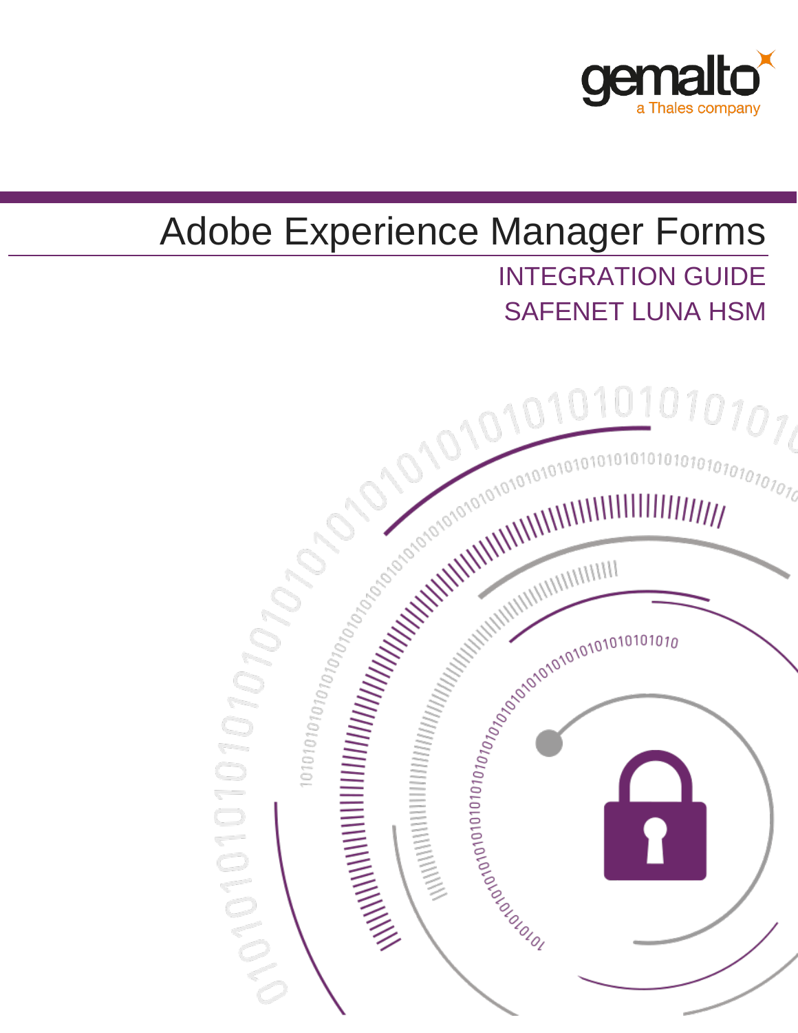gemalto

a Thales company

# Adobe Experience Manager Forms

## INTEGRATION GUIDE
## SAFENET LUNA HSM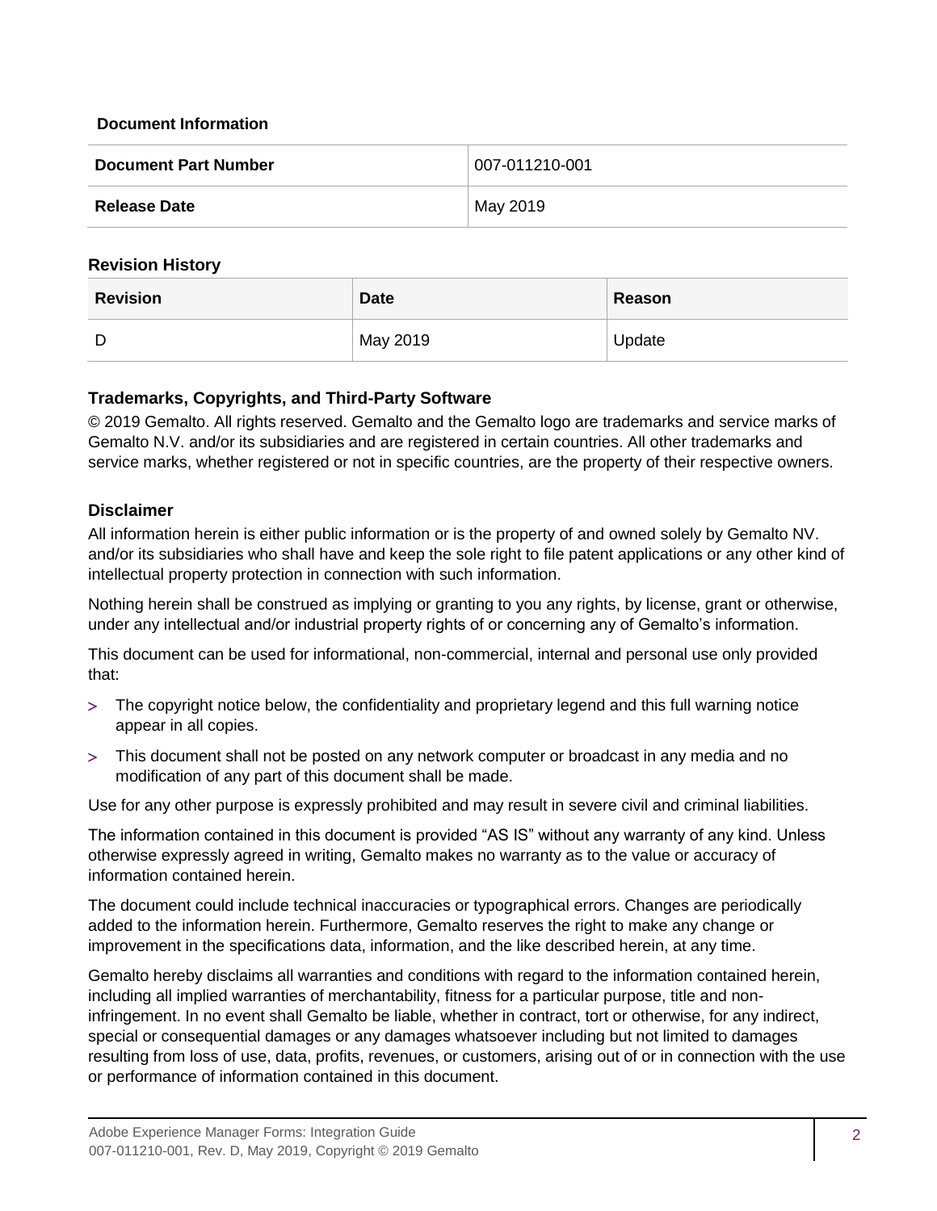**Document Information**

| Document Part Number | 007-011210-001 |
|---|---|
| Release Date | May 2019 |

**Revision History**

| Revision | Date | Reason |
|---|---|---|
| D | May 2019 | Update |

### Trademarks, Copyrights, and Third-Party Software

© 2019 Gemalto. All rights reserved. Gemalto and the Gemalto logo are trademarks and service marks of Gemalto N.V. and/or its subsidiaries and are registered in certain countries. All other trademarks and service marks, whether registered or not in specific countries, are the property of their respective owners.

### Disclaimer

All information herein is either public information or is the property of and owned solely by Gemalto NV. and/or its subsidiaries who shall have and keep the sole right to file patent applications or any other kind of intellectual property protection in connection with such information.

Nothing herein shall be construed as implying or granting to you any rights, by license, grant or otherwise, under any intellectual and/or industrial property rights of or concerning any of Gemalto's information.

This document can be used for informational, non-commercial, internal and personal use only provided that:

> The copyright notice below, the confidentiality and proprietary legend and this full warning notice appear in all copies.

> This document shall not be posted on any network computer or broadcast in any media and no modification of any part of this document shall be made.

Use for any other purpose is expressly prohibited and may result in severe civil and criminal liabilities.

The information contained in this document is provided "AS IS" without any warranty of any kind. Unless otherwise expressly agreed in writing, Gemalto makes no warranty as to the value or accuracy of information contained herein.

The document could include technical inaccuracies or typographical errors. Changes are periodically added to the information herein. Furthermore, Gemalto reserves the right to make any change or improvement in the specifications data, information, and the like described herein, at any time.

Gemalto hereby disclaims all warranties and conditions with regard to the information contained herein, including all implied warranties of merchantability, fitness for a particular purpose, title and non-infringement. In no event shall Gemalto be liable, whether in contract, tort or otherwise, for any indirect, special or consequential damages or any damages whatsoever including but not limited to damages resulting from loss of use, data, profits, revenues, or customers, arising out of or in connection with the use or performance of information contained in this document.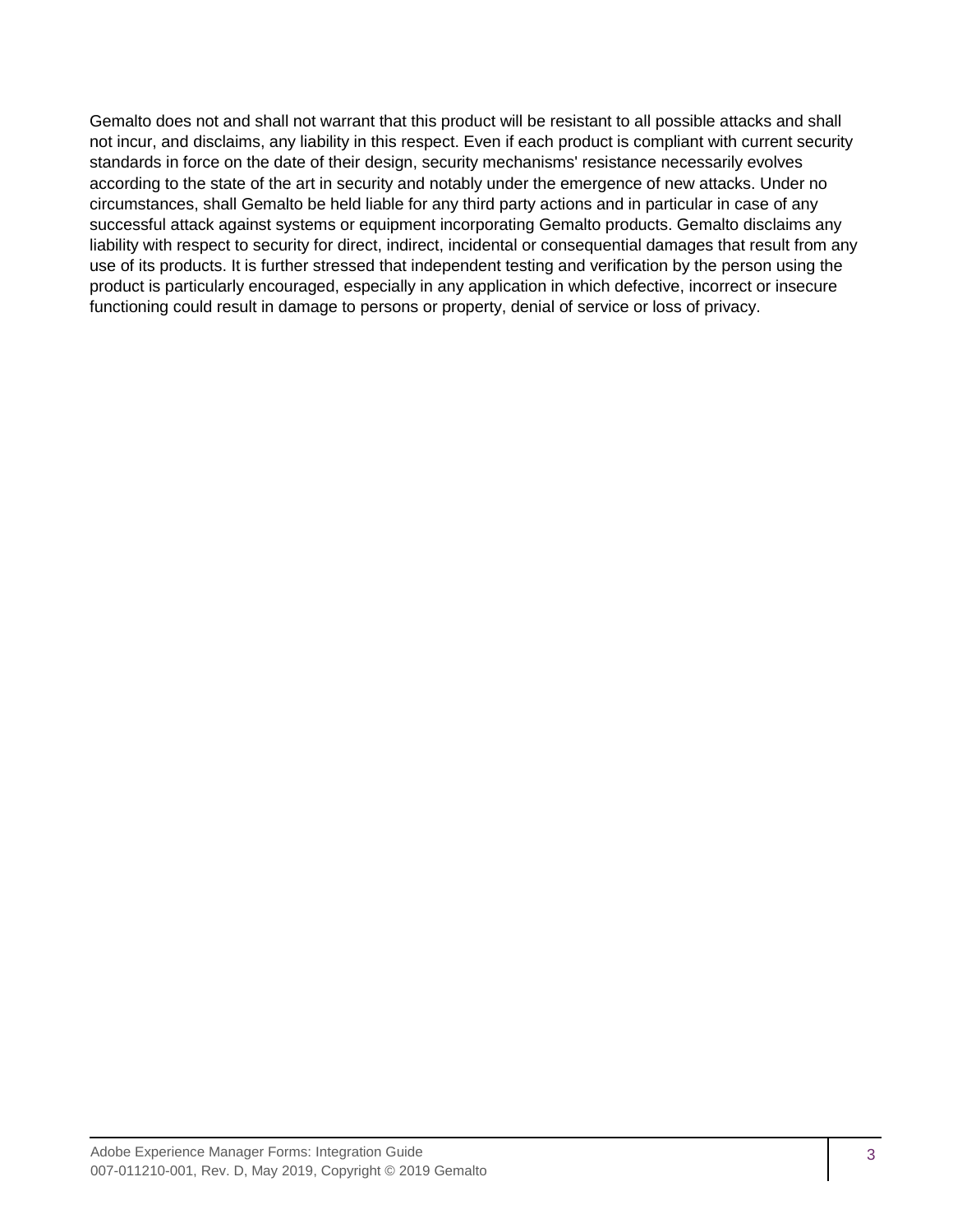Gemalto does not and shall not warrant that this product will be resistant to all possible attacks and shall not incur, and disclaims, any liability in this respect. Even if each product is compliant with current security standards in force on the date of their design, security mechanisms' resistance necessarily evolves according to the state of the art in security and notably under the emergence of new attacks. Under no circumstances, shall Gemalto be held liable for any third party actions and in particular in case of any successful attack against systems or equipment incorporating Gemalto products. Gemalto disclaims any liability with respect to security for direct, indirect, incidental or consequential damages that result from any use of its products. It is further stressed that independent testing and verification by the person using the product is particularly encouraged, especially in any application in which defective, incorrect or insecure functioning could result in damage to persons or property, denial of service or loss of privacy.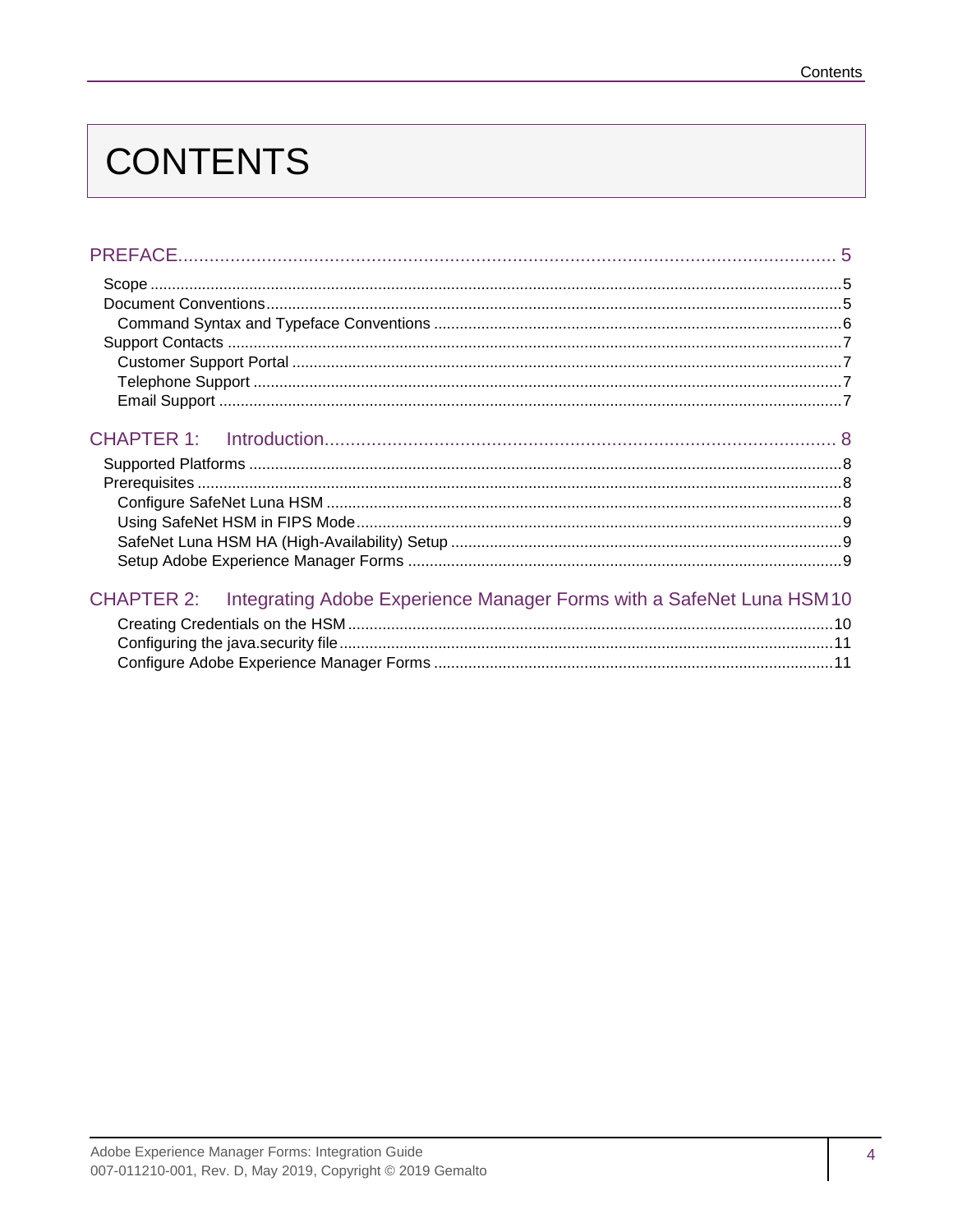# CONTENTS

PREFACE ..... 5
- Scope ..... 5
- Document Conventions ..... 5
  - Command Syntax and Typeface Conventions ..... 6
- Support Contacts ..... 7
  - Customer Support Portal ..... 7
  - Telephone Support ..... 7
  - Email Support ..... 7

CHAPTER 1: Introduction ..... 8
- Supported Platforms ..... 8
- Prerequisites ..... 8
  - Configure SafeNet Luna HSM ..... 8
  - Using SafeNet HSM in FIPS Mode ..... 9
  - SafeNet Luna HSM HA (High-Availability) Setup ..... 9
  - Setup Adobe Experience Manager Forms ..... 9

CHAPTER 2: Integrating Adobe Experience Manager Forms with a SafeNet Luna HSM ..... 10
  - Creating Credentials on the HSM ..... 10
  - Configuring the java.security file ..... 11
  - Configure Adobe Experience Manager Forms ..... 11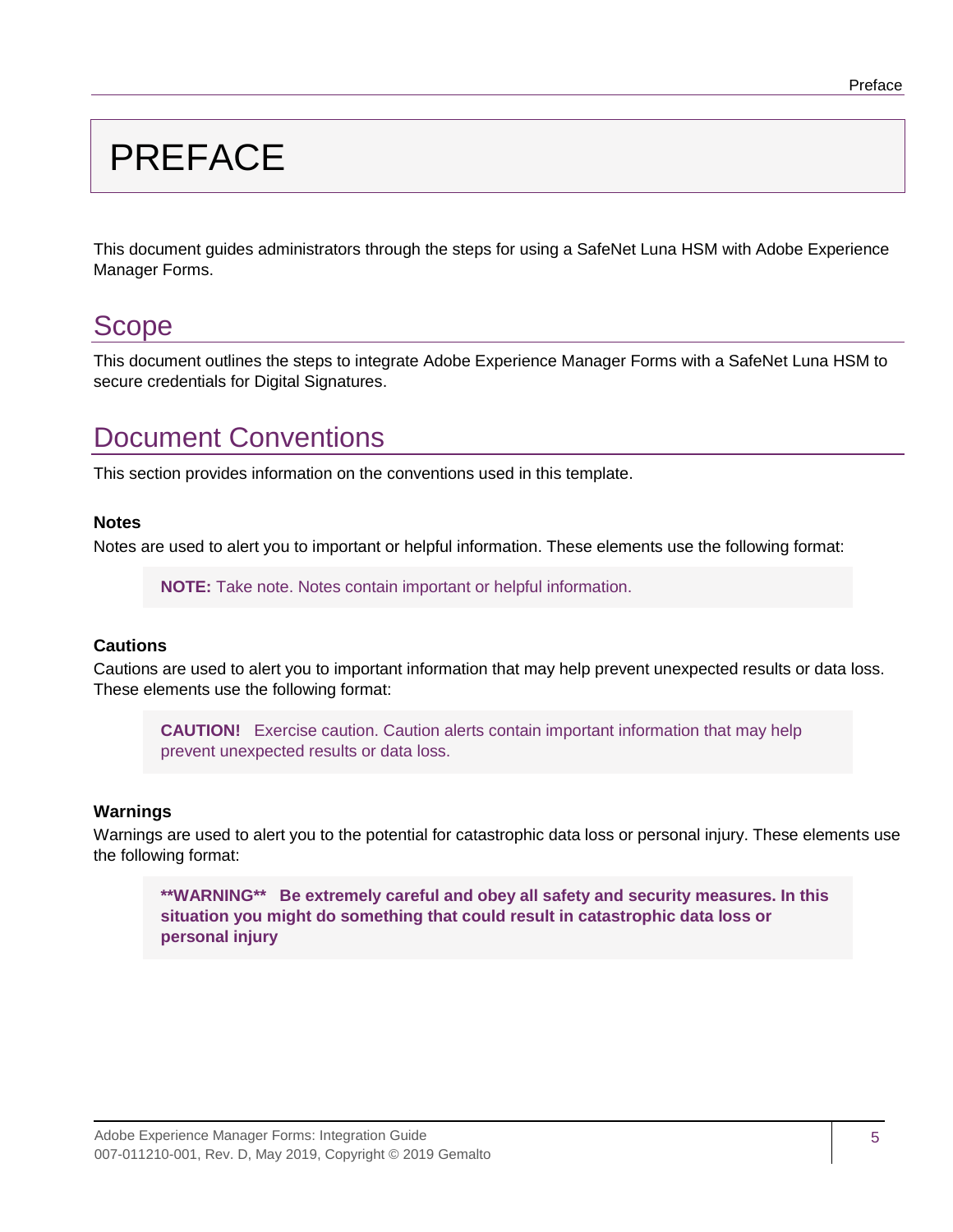# PREFACE

This document guides administrators through the steps for using a SafeNet Luna HSM with Adobe Experience Manager Forms.

## Scope

This document outlines the steps to integrate Adobe Experience Manager Forms with a SafeNet Luna HSM to secure credentials for Digital Signatures.

## Document Conventions

This section provides information on the conventions used in this template.

### Notes

Notes are used to alert you to important or helpful information. These elements use the following format:

> **NOTE:** Take note. Notes contain important or helpful information.

### Cautions

Cautions are used to alert you to important information that may help prevent unexpected results or data loss. These elements use the following format:

> **CAUTION!** Exercise caution. Caution alerts contain important information that may help prevent unexpected results or data loss.

### Warnings

Warnings are used to alert you to the potential for catastrophic data loss or personal injury. These elements use the following format:

> **\*\*WARNING\*\* Be extremely careful and obey all safety and security measures. In this situation you might do something that could result in catastrophic data loss or personal injury**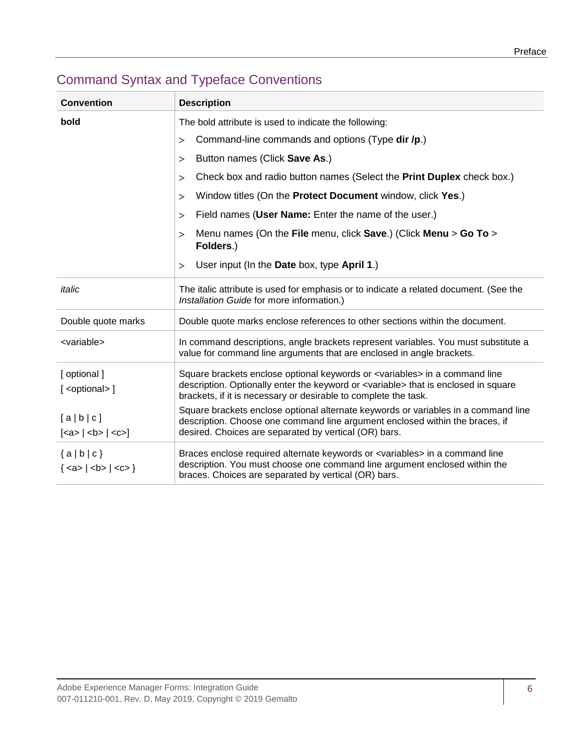## Command Syntax and Typeface Conventions

| Convention | Description |
| --- | --- |
| **bold** | The bold attribute is used to indicate the following:<br>> Command-line commands and options (Type **dir /p**.)<br>> Button names (Click **Save As**.)<br>> Check box and radio button names (Select the **Print Duplex** check box.)<br>> Window titles (On the **Protect Document** window, click **Yes**.)<br>> Field names (**User Name:** Enter the name of the user.)<br>> Menu names (On the **File** menu, click **Save**.) (Click **Menu** > **Go To** > **Folders**.)<br>> User input (In the **Date** box, type **April 1**.) |
| *italic* | The italic attribute is used for emphasis or to indicate a related document. (See the *Installation Guide* for more information.) |
| Double quote marks | Double quote marks enclose references to other sections within the document. |
| <variable> | In command descriptions, angle brackets represent variables. You must substitute a value for command line arguments that are enclosed in angle brackets. |
| [ optional ]<br>[ <optional> ] | Square brackets enclose optional keywords or <variables> in a command line description. Optionally enter the keyword or <variable> that is enclosed in square brackets, if it is necessary or desirable to complete the task. |
| [ a \| b \| c ]<br>[<a> \| <b> \| <c>] | Square brackets enclose optional alternate keywords or variables in a command line description. Choose one command line argument enclosed within the braces, if desired. Choices are separated by vertical (OR) bars. |
| { a \| b \| c }<br>{ <a> \| <b> \| <c> } | Braces enclose required alternate keywords or <variables> in a command line description. You must choose one command line argument enclosed within the braces. Choices are separated by vertical (OR) bars. |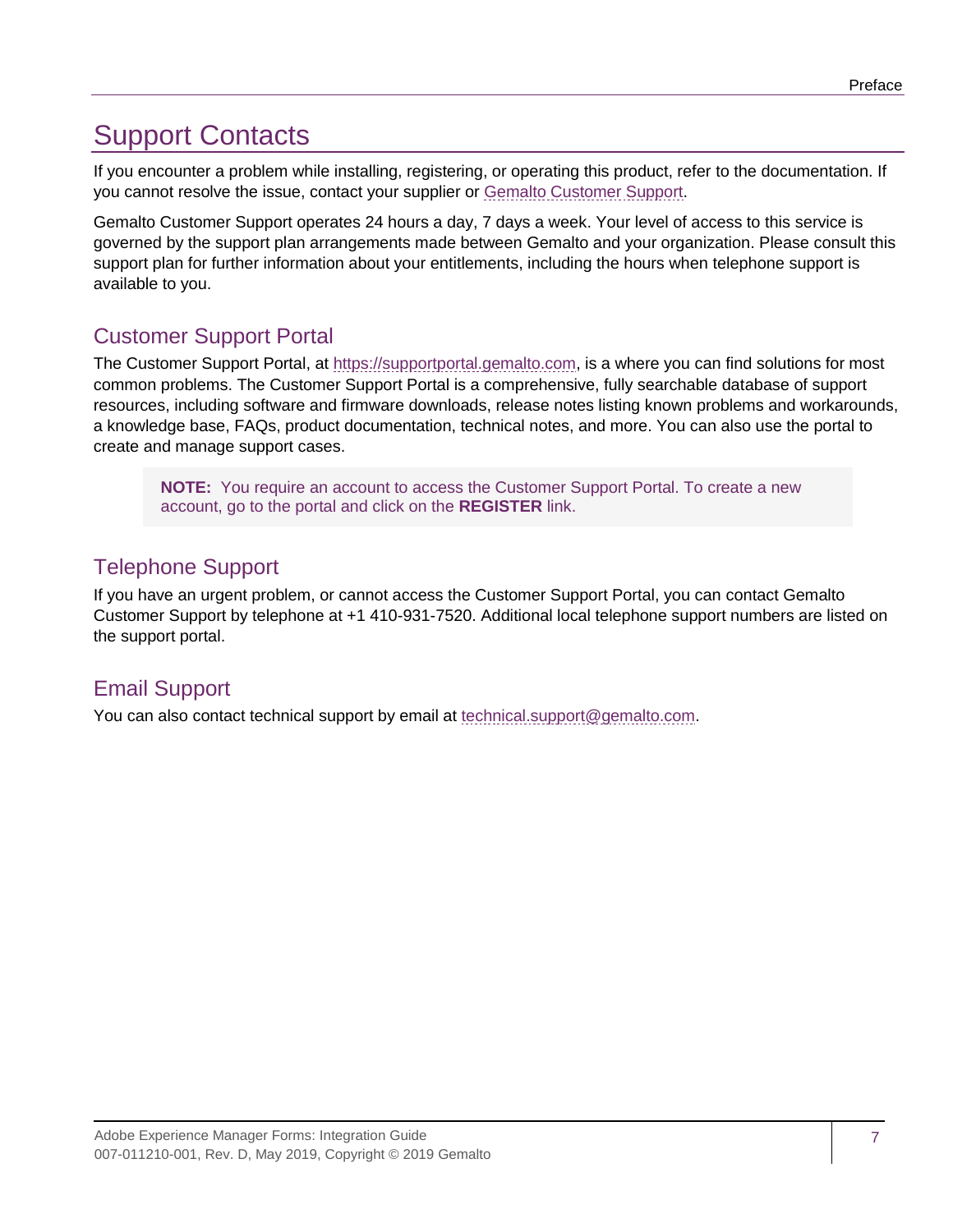# Support Contacts

If you encounter a problem while installing, registering, or operating this product, refer to the documentation. If you cannot resolve the issue, contact your supplier or Gemalto Customer Support.

Gemalto Customer Support operates 24 hours a day, 7 days a week. Your level of access to this service is governed by the support plan arrangements made between Gemalto and your organization. Please consult this support plan for further information about your entitlements, including the hours when telephone support is available to you.

## Customer Support Portal

The Customer Support Portal, at https://supportportal.gemalto.com, is a where you can find solutions for most common problems. The Customer Support Portal is a comprehensive, fully searchable database of support resources, including software and firmware downloads, release notes listing known problems and workarounds, a knowledge base, FAQs, product documentation, technical notes, and more. You can also use the portal to create and manage support cases.

> **NOTE:** You require an account to access the Customer Support Portal. To create a new account, go to the portal and click on the **REGISTER** link.

## Telephone Support

If you have an urgent problem, or cannot access the Customer Support Portal, you can contact Gemalto Customer Support by telephone at +1 410-931-7520. Additional local telephone support numbers are listed on the support portal.

## Email Support

You can also contact technical support by email at technical.support@gemalto.com.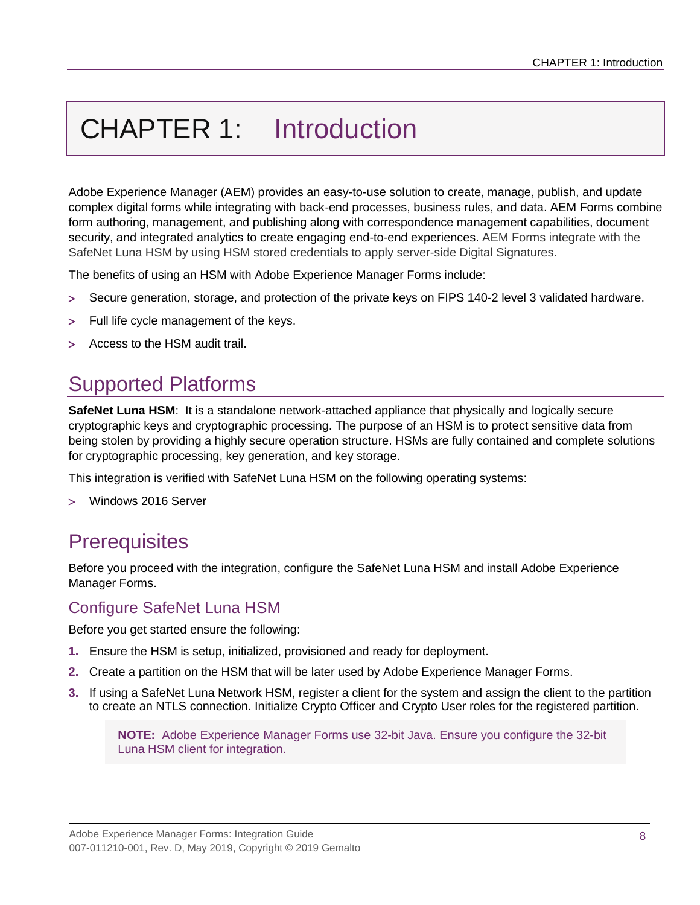# CHAPTER 1: Introduction

Adobe Experience Manager (AEM) provides an easy-to-use solution to create, manage, publish, and update complex digital forms while integrating with back-end processes, business rules, and data. AEM Forms combine form authoring, management, and publishing along with correspondence management capabilities, document security, and integrated analytics to create engaging end-to-end experiences. AEM Forms integrate with the SafeNet Luna HSM by using HSM stored credentials to apply server-side Digital Signatures.

The benefits of using an HSM with Adobe Experience Manager Forms include:

- Secure generation, storage, and protection of the private keys on FIPS 140-2 level 3 validated hardware.
- Full life cycle management of the keys.
- Access to the HSM audit trail.

## Supported Platforms

**SafeNet Luna HSM**: It is a standalone network-attached appliance that physically and logically secure cryptographic keys and cryptographic processing. The purpose of an HSM is to protect sensitive data from being stolen by providing a highly secure operation structure. HSMs are fully contained and complete solutions for cryptographic processing, key generation, and key storage.

This integration is verified with SafeNet Luna HSM on the following operating systems:

- Windows 2016 Server

## Prerequisites

Before you proceed with the integration, configure the SafeNet Luna HSM and install Adobe Experience Manager Forms.

### Configure SafeNet Luna HSM

Before you get started ensure the following:

1. Ensure the HSM is setup, initialized, provisioned and ready for deployment.
2. Create a partition on the HSM that will be later used by Adobe Experience Manager Forms.
3. If using a SafeNet Luna Network HSM, register a client for the system and assign the client to the partition to create an NTLS connection. Initialize Crypto Officer and Crypto User roles for the registered partition.

> **NOTE:** Adobe Experience Manager Forms use 32-bit Java. Ensure you configure the 32-bit Luna HSM client for integration.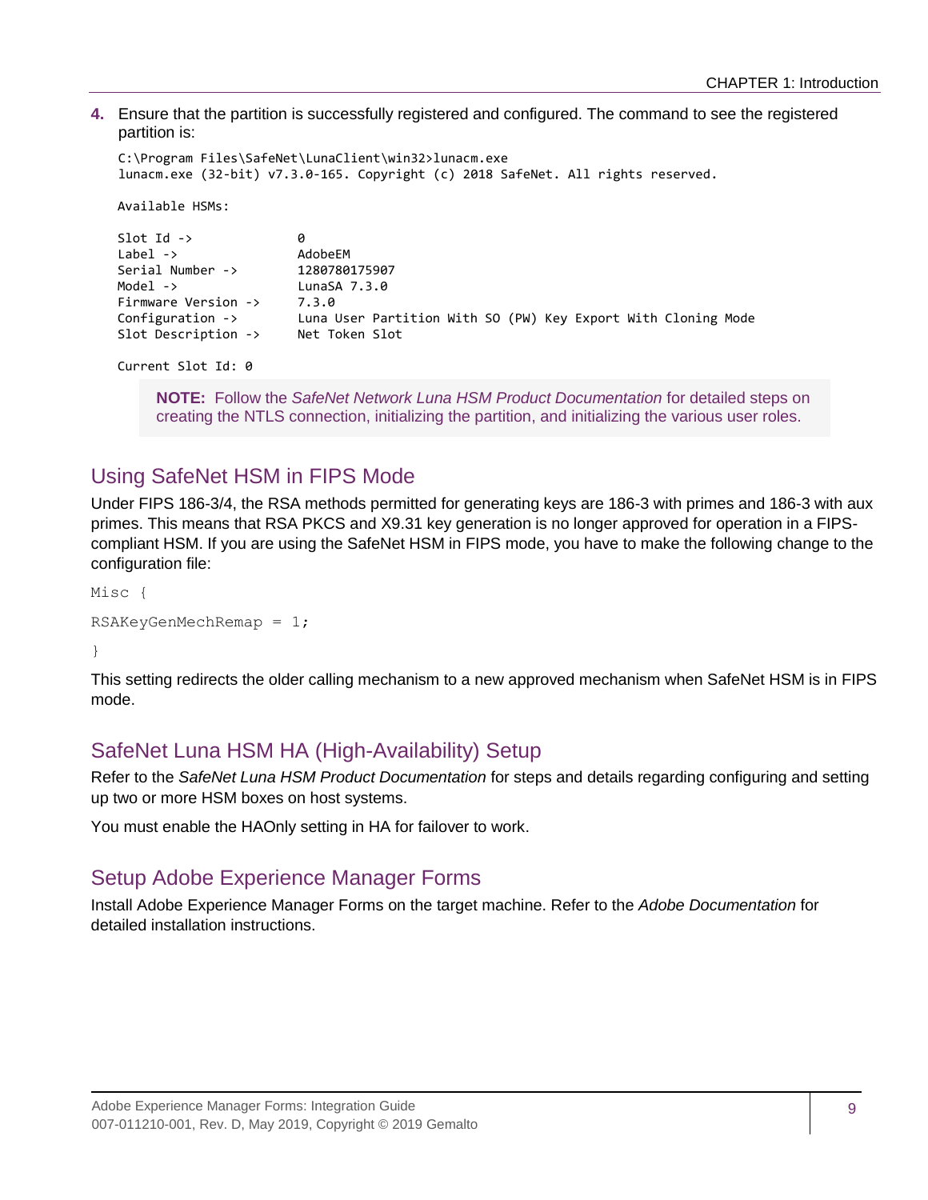4. Ensure that the partition is successfully registered and configured. The command to see the registered partition is:

```
C:\Program Files\SafeNet\LunaClient\win32>lunacm.exe
lunacm.exe (32-bit) v7.3.0-165. Copyright (c) 2018 SafeNet. All rights reserved.

Available HSMs:

Slot Id ->              0
Label ->                AdobeEM
Serial Number ->        1280780175907
Model ->                LunaSA 7.3.0
Firmware Version ->     7.3.0
Configuration ->        Luna User Partition With SO (PW) Key Export With Cloning Mode
Slot Description ->     Net Token Slot

Current Slot Id: 0
```

> **NOTE:** Follow the *SafeNet Network Luna HSM Product Documentation* for detailed steps on creating the NTLS connection, initializing the partition, and initializing the various user roles.

## Using SafeNet HSM in FIPS Mode

Under FIPS 186-3/4, the RSA methods permitted for generating keys are 186-3 with primes and 186-3 with aux primes. This means that RSA PKCS and X9.31 key generation is no longer approved for operation in a FIPS-compliant HSM. If you are using the SafeNet HSM in FIPS mode, you have to make the following change to the configuration file:

```
Misc {

RSAKeyGenMechRemap = 1;

}
```

This setting redirects the older calling mechanism to a new approved mechanism when SafeNet HSM is in FIPS mode.

## SafeNet Luna HSM HA (High-Availability) Setup

Refer to the *SafeNet Luna HSM Product Documentation* for steps and details regarding configuring and setting up two or more HSM boxes on host systems.

You must enable the HAOnly setting in HA for failover to work.

## Setup Adobe Experience Manager Forms

Install Adobe Experience Manager Forms on the target machine. Refer to the *Adobe Documentation* for detailed installation instructions.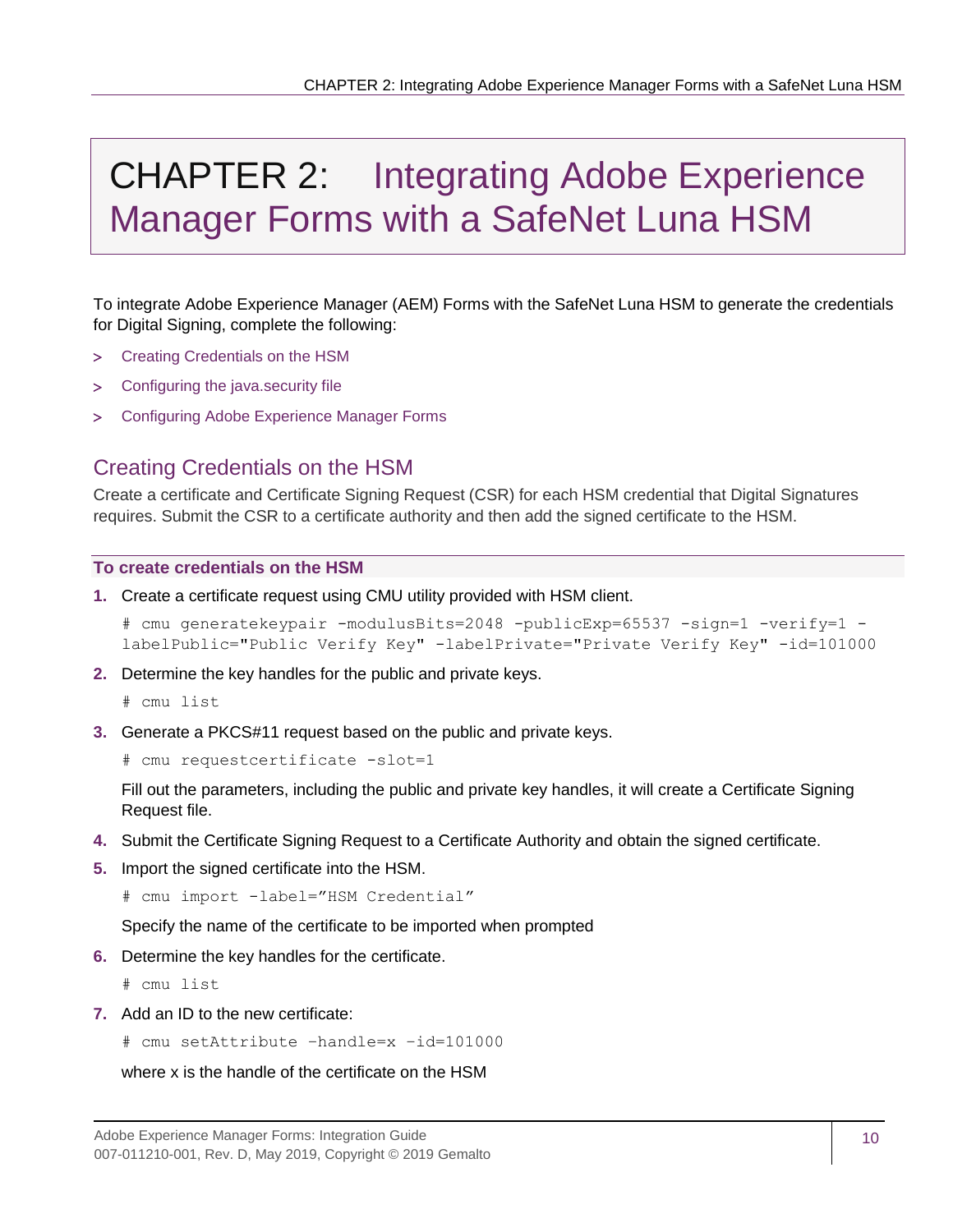# CHAPTER 2: Integrating Adobe Experience Manager Forms with a SafeNet Luna HSM

To integrate Adobe Experience Manager (AEM) Forms with the SafeNet Luna HSM to generate the credentials for Digital Signing, complete the following:

> Creating Credentials on the HSM

> Configuring the java.security file

> Configuring Adobe Experience Manager Forms

## Creating Credentials on the HSM

Create a certificate and Certificate Signing Request (CSR) for each HSM credential that Digital Signatures requires. Submit the CSR to a certificate authority and then add the signed certificate to the HSM.

#### To create credentials on the HSM

1. Create a certificate request using CMU utility provided with HSM client.

   ```
   # cmu generatekeypair -modulusBits=2048 -publicExp=65537 -sign=1 -verify=1 -labelPublic="Public Verify Key" -labelPrivate="Private Verify Key" -id=101000
   ```

2. Determine the key handles for the public and private keys.

   ```
   # cmu list
   ```

3. Generate a PKCS#11 request based on the public and private keys.

   ```
   # cmu requestcertificate -slot=1
   ```

   Fill out the parameters, including the public and private key handles, it will create a Certificate Signing Request file.

4. Submit the Certificate Signing Request to a Certificate Authority and obtain the signed certificate.

5. Import the signed certificate into the HSM.

   ```
   # cmu import -label=”HSM Credential”
   ```

   Specify the name of the certificate to be imported when prompted

6. Determine the key handles for the certificate.

   ```
   # cmu list
   ```

7. Add an ID to the new certificate:

   ```
   # cmu setAttribute –handle=x –id=101000
   ```

   where x is the handle of the certificate on the HSM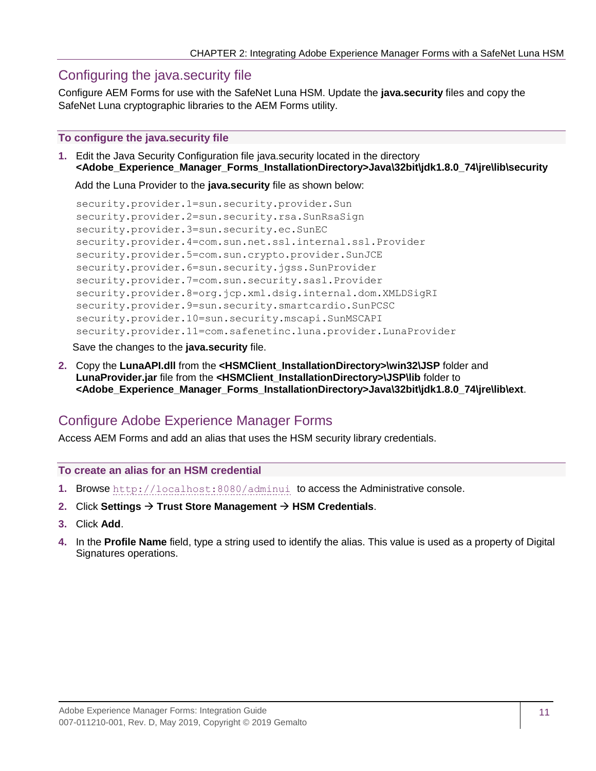## Configuring the java.security file

Configure AEM Forms for use with the SafeNet Luna HSM. Update the **java.security** files and copy the SafeNet Luna cryptographic libraries to the AEM Forms utility.

### To configure the java.security file

1. Edit the Java Security Configuration file java.security located in the directory **<Adobe_Experience_Manager_Forms_InstallationDirectory>Java\32bit\jdk1.8.0_74\jre\lib\security**

   Add the Luna Provider to the **java.security** file as shown below:

   ```
   security.provider.1=sun.security.provider.Sun
   security.provider.2=sun.security.rsa.SunRsaSign
   security.provider.3=sun.security.ec.SunEC
   security.provider.4=com.sun.net.ssl.internal.ssl.Provider
   security.provider.5=com.sun.crypto.provider.SunJCE
   security.provider.6=sun.security.jgss.SunProvider
   security.provider.7=com.sun.security.sasl.Provider
   security.provider.8=org.jcp.xml.dsig.internal.dom.XMLDSigRI
   security.provider.9=sun.security.smartcardio.SunPCSC
   security.provider.10=sun.security.mscapi.SunMSCAPI
   security.provider.11=com.safenetinc.luna.provider.LunaProvider
   ```

   Save the changes to the **java.security** file.

2. Copy the **LunaAPI.dll** from the **<HSMClient_InstallationDirectory>\win32\JSP** folder and **LunaProvider.jar** file from the **<HSMClient_InstallationDirectory>\JSP\lib** folder to **<Adobe_Experience_Manager_Forms_InstallationDirectory>Java\32bit\jdk1.8.0_74\jre\lib\ext**.

## Configure Adobe Experience Manager Forms

Access AEM Forms and add an alias that uses the HSM security library credentials.

### To create an alias for an HSM credential

1. Browse http://localhost:8080/adminui to access the Administrative console.
2. Click **Settings** → **Trust Store Management** → **HSM Credentials**.
3. Click **Add**.
4. In the **Profile Name** field, type a string used to identify the alias. This value is used as a property of Digital Signatures operations.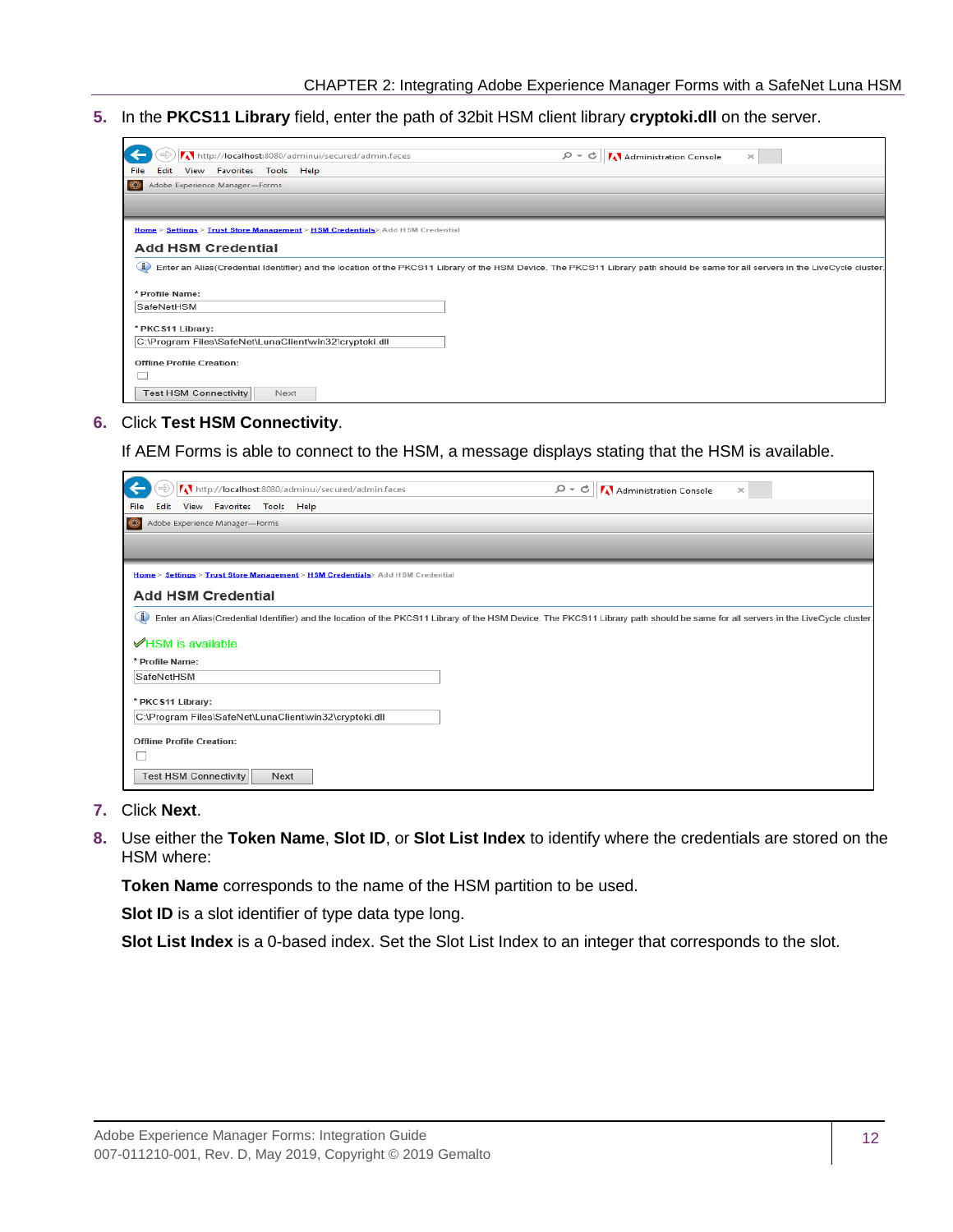5. In the **PKCS11 Library** field, enter the path of 32bit HSM client library **cryptoki.dll** on the server.

6. Click **Test HSM Connectivity**.

   If AEM Forms is able to connect to the HSM, a message displays stating that the HSM is available.

7. Click **Next**.

8. Use either the **Token Name**, **Slot ID**, or **Slot List Index** to identify where the credentials are stored on the HSM where:

   **Token Name** corresponds to the name of the HSM partition to be used.

   **Slot ID** is a slot identifier of type data type long.

   **Slot List Index** is a 0-based index. Set the Slot List Index to an integer that corresponds to the slot.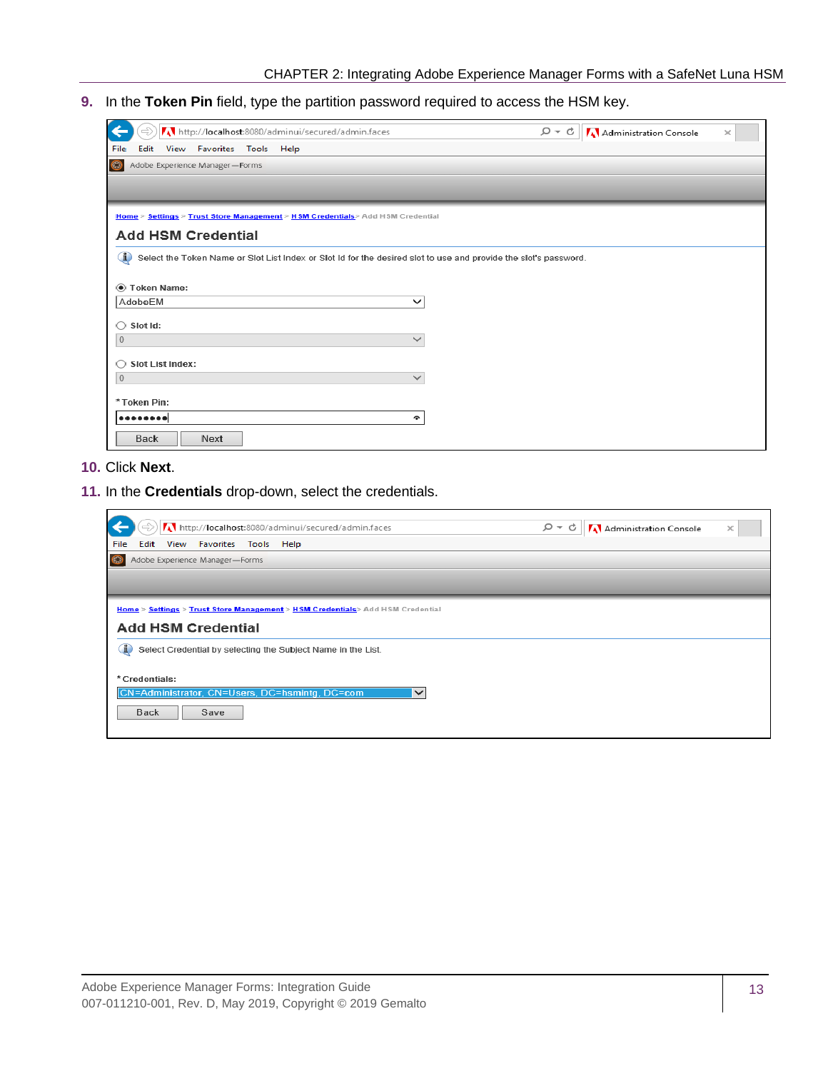9. In the **Token Pin** field, type the partition password required to access the HSM key.

10. Click **Next**.

11. In the **Credentials** drop-down, select the credentials.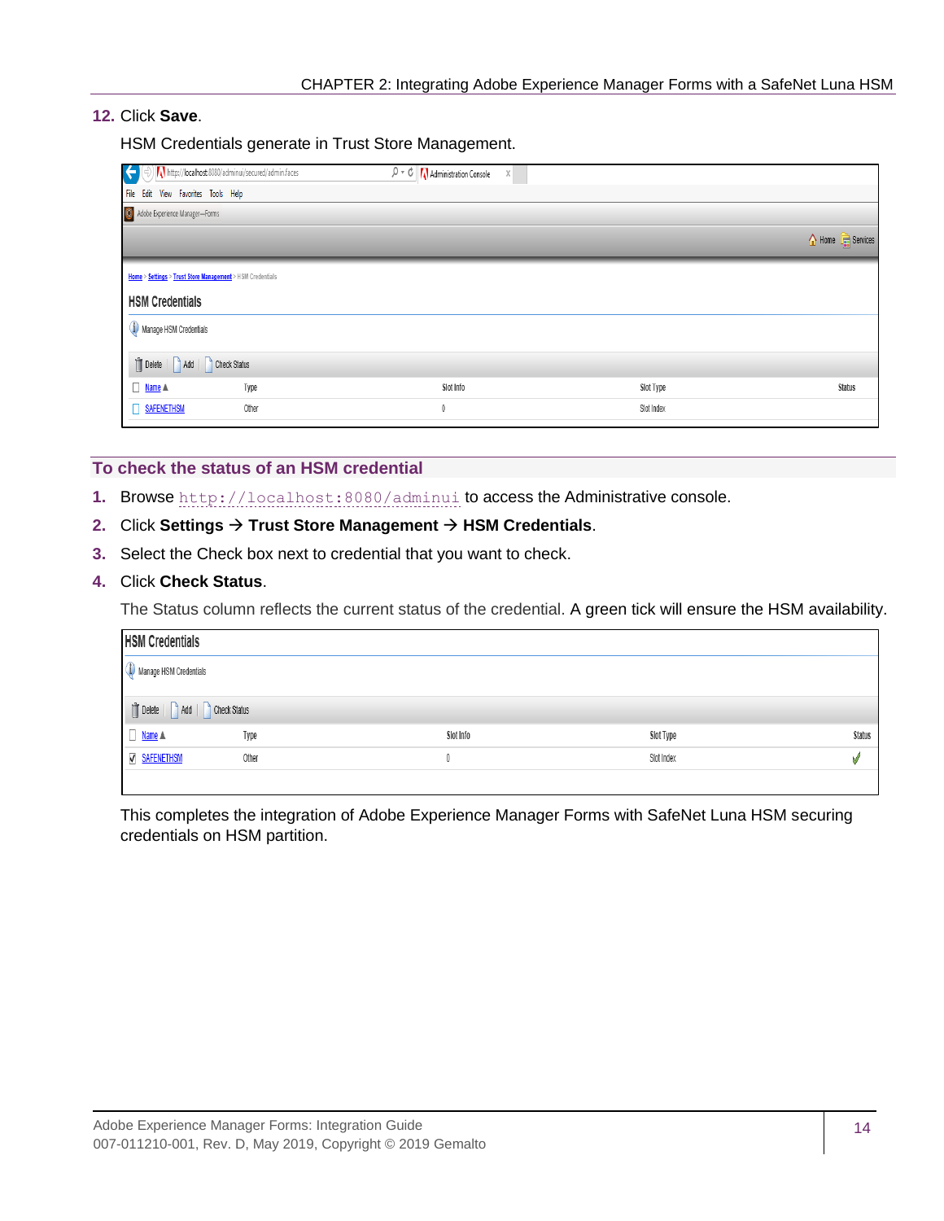12. Click **Save**.

 HSM Credentials generate in Trust Store Management.

### To check the status of an HSM credential

1. Browse `http://localhost:8080/adminui` to access the Administrative console.
2. Click **Settings → Trust Store Management → HSM Credentials**.
3. Select the Check box next to credential that you want to check.
4. Click **Check Status**.

 The Status column reflects the current status of the credential. A green tick will ensure the HSM availability.

This completes the integration of Adobe Experience Manager Forms with SafeNet Luna HSM securing credentials on HSM partition.